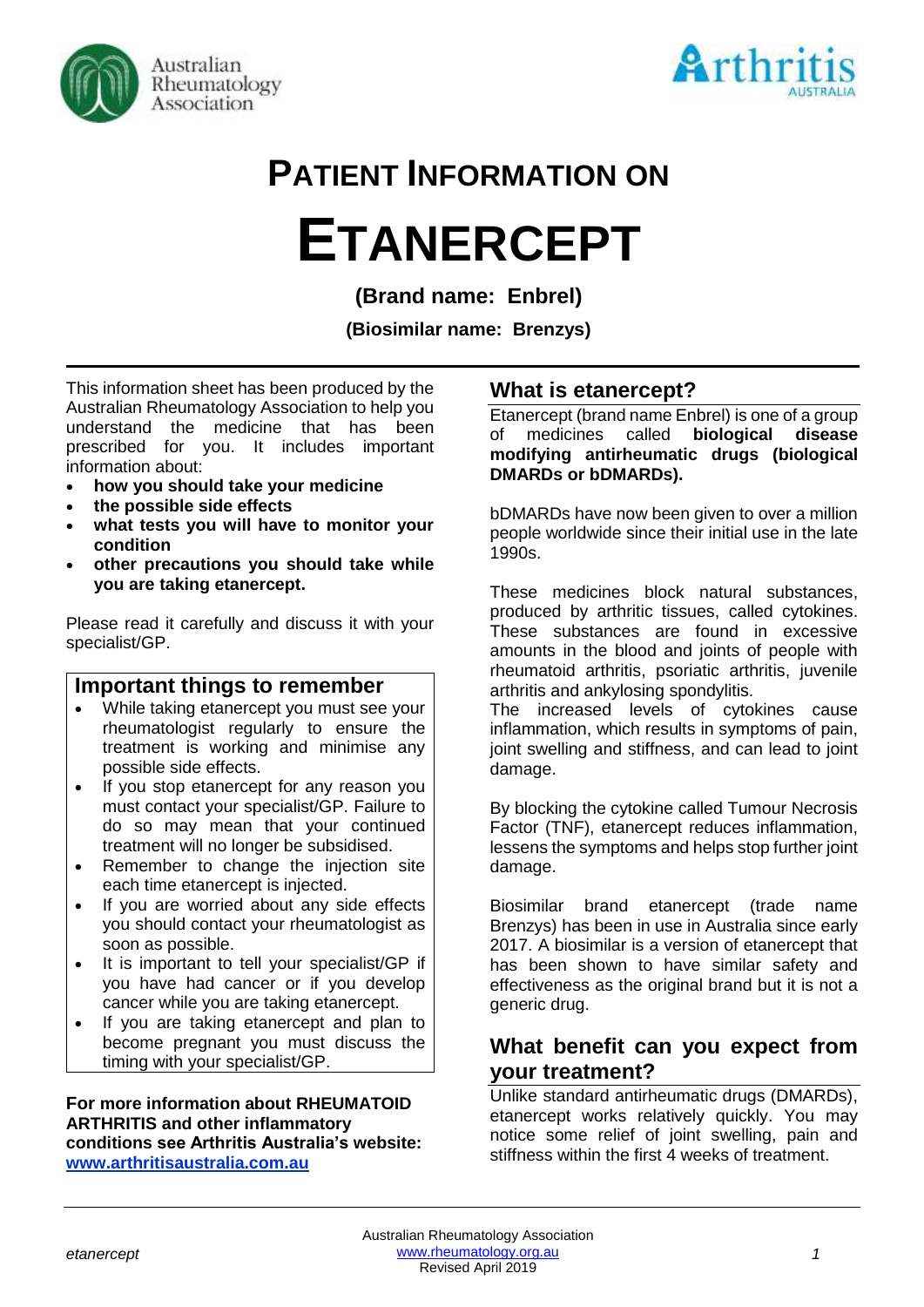# PATIENT INFORMATION ON

# ETANERCEPT

**(Brand name: Enbrel)**

**(Biosimilar name: Brenzys)**

This information sheet has been produced by the Australian Rheumatology Association to help you understand the medicine that has been prescribed for you. It includes important information about:

- **how you should take your medicine**
- **the possible side effects**
- **what tests you will have to monitor your condition**
- **other precautions you should take while you are taking etanercept.**

Please read it carefully and discuss it with your specialist/GP.

## Important things to remember

- While taking etanercept you must see your rheumatologist regularly to ensure the treatment is working and minimise any possible side effects.
- If you stop etanercept for any reason you must contact your specialist/GP. Failure to do so may mean that your continued treatment will no longer be subsidised.
- Remember to change the injection site each time etanercept is injected.
- If you are worried about any side effects you should contact your rheumatologist as soon as possible.
- It is important to tell your specialist/GP if you have had cancer or if you develop cancer while you are taking etanercept.
- If you are taking etanercept and plan to become pregnant you must discuss the timing with your specialist/GP.

**For more information about RHEUMATOID ARTHRITIS and other inflammatory conditions see Arthritis Australia's website: [www.arthritisaustralia.com.au](http://www.arthritisaustralia.com.au)**

## What is etanercept?

Etanercept (brand name Enbrel) is one of a group of medicines called **biological disease modifying antirheumatic drugs (biological DMARDs or bDMARDs).**

bDMARDs have now been given to over a million people worldwide since their initial use in the late 1990s.

These medicines block natural substances, produced by arthritic tissues, called cytokines. These substances are found in excessive amounts in the blood and joints of people with rheumatoid arthritis, psoriatic arthritis, juvenile arthritis and ankylosing spondylitis.
The increased levels of cytokines cause inflammation, which results in symptoms of pain, joint swelling and stiffness, and can lead to joint damage.

By blocking the cytokine called Tumour Necrosis Factor (TNF), etanercept reduces inflammation, lessens the symptoms and helps stop further joint damage.

Biosimilar brand etanercept (trade name Brenzys) has been in use in Australia since early 2017. A biosimilar is a version of etanercept that has been shown to have similar safety and effectiveness as the original brand but it is not a generic drug.

## What benefit can you expect from your treatment?

Unlike standard antirheumatic drugs (DMARDs), etanercept works relatively quickly. You may notice some relief of joint swelling, pain and stiffness within the first 4 weeks of treatment.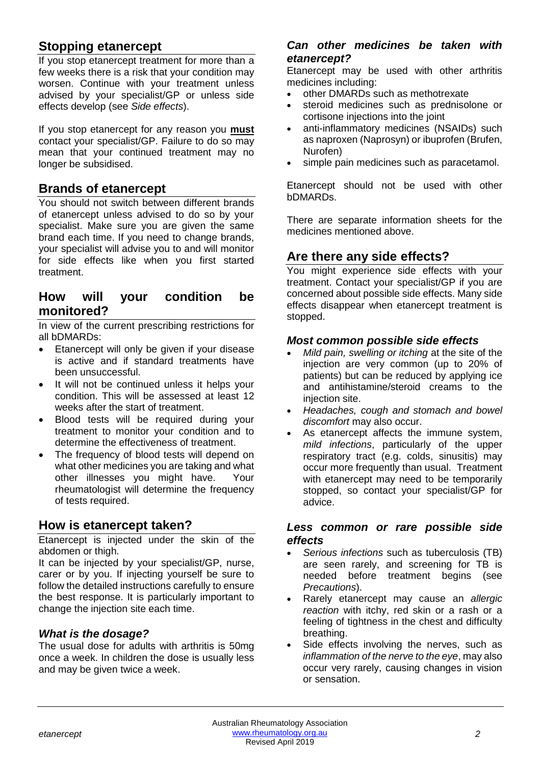## Stopping etanercept

If you stop etanercept treatment for more than a few weeks there is a risk that your condition may worsen. Continue with your treatment unless advised by your specialist/GP or unless side effects develop (see *Side effects*).

If you stop etanercept for any reason you **must** contact your specialist/GP. Failure to do so may mean that your continued treatment may no longer be subsidised.

## Brands of etanercept

You should not switch between different brands of etanercept unless advised to do so by your specialist. Make sure you are given the same brand each time. If you need to change brands, your specialist will advise you to and will monitor for side effects like when you first started treatment.

## How will your condition be monitored?

In view of the current prescribing restrictions for all bDMARDs:

- Etanercept will only be given if your disease is active and if standard treatments have been unsuccessful.
- It will not be continued unless it helps your condition. This will be assessed at least 12 weeks after the start of treatment.
- Blood tests will be required during your treatment to monitor your condition and to determine the effectiveness of treatment.
- The frequency of blood tests will depend on what other medicines you are taking and what other illnesses you might have. Your rheumatologist will determine the frequency of tests required.

## How is etanercept taken?

Etanercept is injected under the skin of the abdomen or thigh.

It can be injected by your specialist/GP, nurse, carer or by you. If injecting yourself be sure to follow the detailed instructions carefully to ensure the best response. It is particularly important to change the injection site each time.

### *What is the dosage?*

The usual dose for adults with arthritis is 50mg once a week. In children the dose is usually less and may be given twice a week.

### *Can other medicines be taken with etanercept?*

Etanercept may be used with other arthritis medicines including:

- other DMARDs such as methotrexate
- steroid medicines such as prednisolone or cortisone injections into the joint
- anti-inflammatory medicines (NSAIDs) such as naproxen (Naprosyn) or ibuprofen (Brufen, Nurofen)
- simple pain medicines such as paracetamol.

Etanercept should not be used with other bDMARDs.

There are separate information sheets for the medicines mentioned above.

## Are there any side effects?

You might experience side effects with your treatment. Contact your specialist/GP if you are concerned about possible side effects. Many side effects disappear when etanercept treatment is stopped.

### *Most common possible side effects*

- *Mild pain, swelling or itching* at the site of the injection are very common (up to 20% of patients) but can be reduced by applying ice and antihistamine/steroid creams to the injection site.
- *Headaches, cough and stomach and bowel discomfort* may also occur.
- As etanercept affects the immune system, *mild infections*, particularly of the upper respiratory tract (e.g. colds, sinusitis) may occur more frequently than usual. Treatment with etanercept may need to be temporarily stopped, so contact your specialist/GP for advice.

### *Less common or rare possible side effects*

- *Serious infections* such as tuberculosis (TB) are seen rarely, and screening for TB is needed before treatment begins (see *Precautions*).
- Rarely etanercept may cause an *allergic reaction* with itchy, red skin or a rash or a feeling of tightness in the chest and difficulty breathing.
- Side effects involving the nerves, such as *inflammation of the nerve to the eye*, may also occur very rarely, causing changes in vision or sensation.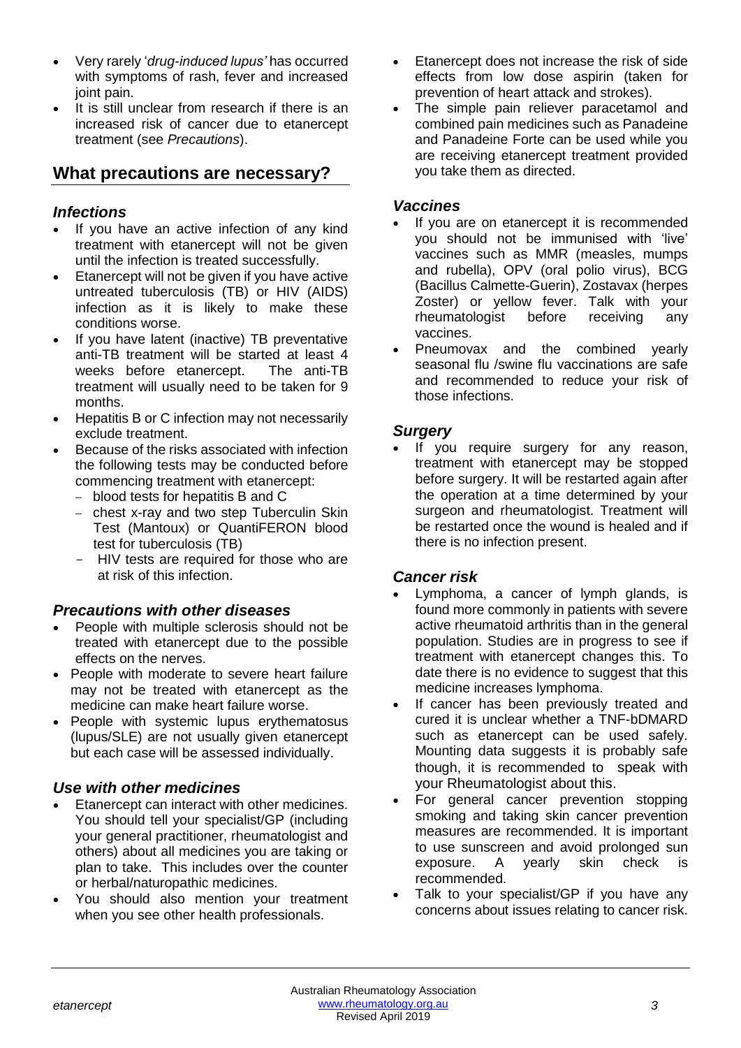- Very rarely '*drug-induced lupus'* has occurred with symptoms of rash, fever and increased joint pain.
- It is still unclear from research if there is an increased risk of cancer due to etanercept treatment (see *Precautions*).

## What precautions are necessary?

### *Infections*

- If you have an active infection of any kind treatment with etanercept will not be given until the infection is treated successfully.
- Etanercept will not be given if you have active untreated tuberculosis (TB) or HIV (AIDS) infection as it is likely to make these conditions worse.
- If you have latent (inactive) TB preventative anti-TB treatment will be started at least 4 weeks before etanercept. The anti-TB treatment will usually need to be taken for 9 months.
- Hepatitis B or C infection may not necessarily exclude treatment.
- Because of the risks associated with infection the following tests may be conducted before commencing treatment with etanercept:
  - blood tests for hepatitis B and C
  - chest x-ray and two step Tuberculin Skin Test (Mantoux) or QuantiFERON blood test for tuberculosis (TB)
  - HIV tests are required for those who are at risk of this infection.

### *Precautions with other diseases*

- People with multiple sclerosis should not be treated with etanercept due to the possible effects on the nerves.
- People with moderate to severe heart failure may not be treated with etanercept as the medicine can make heart failure worse.
- People with systemic lupus erythematosus (lupus/SLE) are not usually given etanercept but each case will be assessed individually.

### *Use with other medicines*

- Etanercept can interact with other medicines. You should tell your specialist/GP (including your general practitioner, rheumatologist and others) about all medicines you are taking or plan to take. This includes over the counter or herbal/naturopathic medicines.
- You should also mention your treatment when you see other health professionals.
- Etanercept does not increase the risk of side effects from low dose aspirin (taken for prevention of heart attack and strokes).
- The simple pain reliever paracetamol and combined pain medicines such as Panadeine and Panadeine Forte can be used while you are receiving etanercept treatment provided you take them as directed.

### *Vaccines*

- If you are on etanercept it is recommended you should not be immunised with 'live' vaccines such as MMR (measles, mumps and rubella), OPV (oral polio virus), BCG (Bacillus Calmette-Guerin), Zostavax (herpes Zoster) or yellow fever. Talk with your rheumatologist before receiving any vaccines.
- Pneumovax and the combined yearly seasonal flu /swine flu vaccinations are safe and recommended to reduce your risk of those infections.

### *Surgery*

- If you require surgery for any reason, treatment with etanercept may be stopped before surgery. It will be restarted again after the operation at a time determined by your surgeon and rheumatologist. Treatment will be restarted once the wound is healed and if there is no infection present.

### *Cancer risk*

- Lymphoma, a cancer of lymph glands, is found more commonly in patients with severe active rheumatoid arthritis than in the general population. Studies are in progress to see if treatment with etanercept changes this. To date there is no evidence to suggest that this medicine increases lymphoma.
- If cancer has been previously treated and cured it is unclear whether a TNF-bDMARD such as etanercept can be used safely. Mounting data suggests it is probably safe though, it is recommended to speak with your Rheumatologist about this.
- For general cancer prevention stopping smoking and taking skin cancer prevention measures are recommended. It is important to use sunscreen and avoid prolonged sun exposure. A yearly skin check is recommended.
- Talk to your specialist/GP if you have any concerns about issues relating to cancer risk.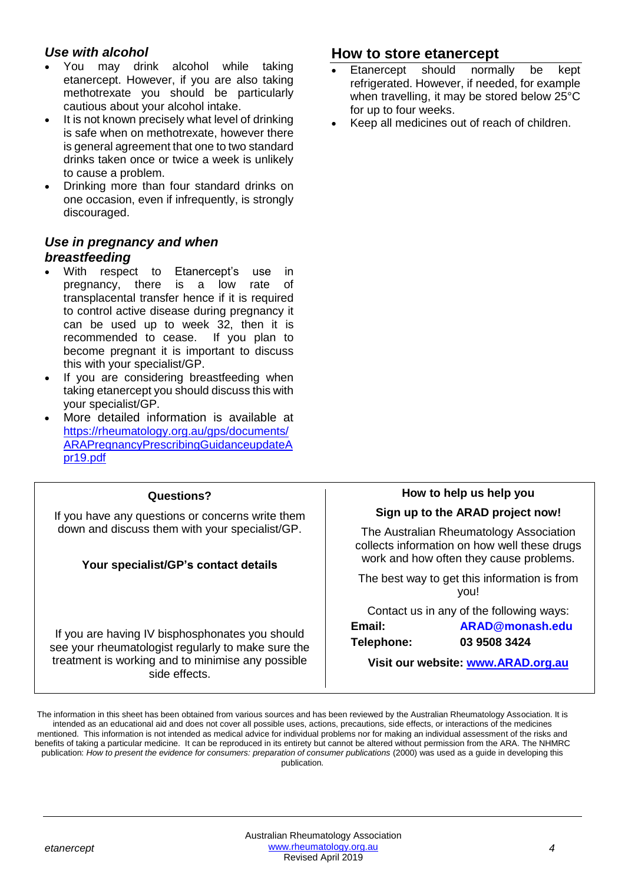### *Use with alcohol*

- You may drink alcohol while taking etanercept. However, if you are also taking methotrexate you should be particularly cautious about your alcohol intake.
- It is not known precisely what level of drinking is safe when on methotrexate, however there is general agreement that one to two standard drinks taken once or twice a week is unlikely to cause a problem.
- Drinking more than four standard drinks on one occasion, even if infrequently, is strongly discouraged.

### *Use in pregnancy and when breastfeeding*

- With respect to Etanercept's use in pregnancy, there is a low rate of transplacental transfer hence if it is required to control active disease during pregnancy it can be used up to week 32, then it is recommended to cease. If you plan to become pregnant it is important to discuss this with your specialist/GP.
- If you are considering breastfeeding when taking etanercept you should discuss this with your specialist/GP.
- More detailed information is available at https://rheumatology.org.au/gps/documents/ARAPregnancyPrescribingGuidanceupdateApr19.pdf

## How to store etanercept

- Etanercept should normally be kept refrigerated. However, if needed, for example when travelling, it may be stored below 25°C for up to four weeks.
- Keep all medicines out of reach of children.

**Questions?**

If you have any questions or concerns write them down and discuss them with your specialist/GP.

**Your specialist/GP's contact details**

If you are having IV bisphosphonates you should see your rheumatologist regularly to make sure the treatment is working and to minimise any possible side effects.

**How to help us help you**

**Sign up to the ARAD project now!**

The Australian Rheumatology Association collects information on how well these drugs work and how often they cause problems.

The best way to get this information is from you!

Contact us in any of the following ways:

**Email:** **ARAD@monash.edu**
**Telephone:** **03 9508 3424**

**Visit our website: www.ARAD.org.au**

The information in this sheet has been obtained from various sources and has been reviewed by the Australian Rheumatology Association. It is intended as an educational aid and does not cover all possible uses, actions, precautions, side effects, or interactions of the medicines mentioned. This information is not intended as medical advice for individual problems nor for making an individual assessment of the risks and benefits of taking a particular medicine. It can be reproduced in its entirety but cannot be altered without permission from the ARA. The NHMRC publication: *How to present the evidence for consumers: preparation of consumer publications* (2000) was used as a guide in developing this publication.